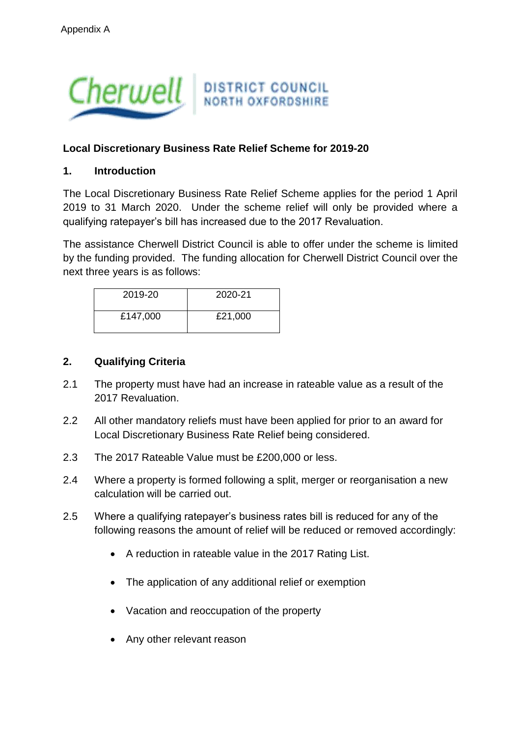Appendix A

Cherwell DISTRICT COUNCIL NORTH OXFORDSHIRE

**Local Discretionary Business Rate Relief Scheme for 2019-20**

## 1. Introduction

The Local Discretionary Business Rate Relief Scheme applies for the period 1 April 2019 to 31 March 2020. Under the scheme relief will only be provided where a qualifying ratepayer's bill has increased due to the 2017 Revaluation.

The assistance Cherwell District Council is able to offer under the scheme is limited by the funding provided. The funding allocation for Cherwell District Council over the next three years is as follows:

| 2019-20 | 2020-21 |
|---|---|
| £147,000 | £21,000 |

## 2. Qualifying Criteria

2.1 The property must have had an increase in rateable value as a result of the 2017 Revaluation.

2.2 All other mandatory reliefs must have been applied for prior to an award for Local Discretionary Business Rate Relief being considered.

2.3 The 2017 Rateable Value must be £200,000 or less.

2.4 Where a property is formed following a split, merger or reorganisation a new calculation will be carried out.

2.5 Where a qualifying ratepayer's business rates bill is reduced for any of the following reasons the amount of relief will be reduced or removed accordingly:

- A reduction in rateable value in the 2017 Rating List.
- The application of any additional relief or exemption
- Vacation and reoccupation of the property
- Any other relevant reason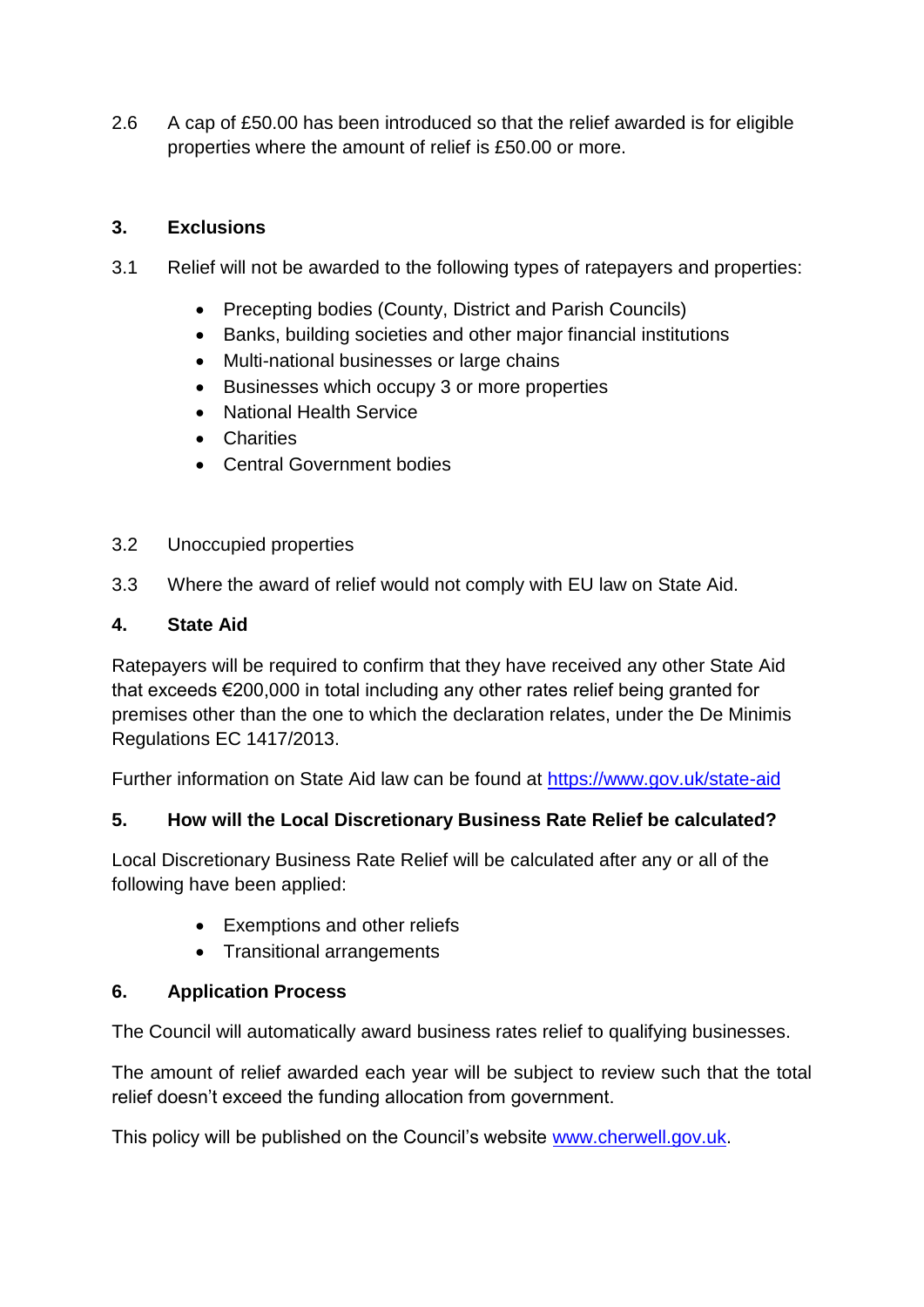2.6 A cap of £50.00 has been introduced so that the relief awarded is for eligible properties where the amount of relief is £50.00 or more.

## 3. Exclusions

3.1 Relief will not be awarded to the following types of ratepayers and properties:

- Precepting bodies (County, District and Parish Councils)
- Banks, building societies and other major financial institutions
- Multi-national businesses or large chains
- Businesses which occupy 3 or more properties
- National Health Service
- Charities
- Central Government bodies

3.2 Unoccupied properties

3.3 Where the award of relief would not comply with EU law on State Aid.

## 4. State Aid

Ratepayers will be required to confirm that they have received any other State Aid that exceeds €200,000 in total including any other rates relief being granted for premises other than the one to which the declaration relates, under the De Minimis Regulations EC 1417/2013.

Further information on State Aid law can be found at [https://www.gov.uk/state-aid](https://www.gov.uk/state-aid)

## 5. How will the Local Discretionary Business Rate Relief be calculated?

Local Discretionary Business Rate Relief will be calculated after any or all of the following have been applied:

- Exemptions and other reliefs
- Transitional arrangements

## 6. Application Process

The Council will automatically award business rates relief to qualifying businesses.

The amount of relief awarded each year will be subject to review such that the total relief doesn't exceed the funding allocation from government.

This policy will be published on the Council's website [www.cherwell.gov.uk](http://www.cherwell.gov.uk).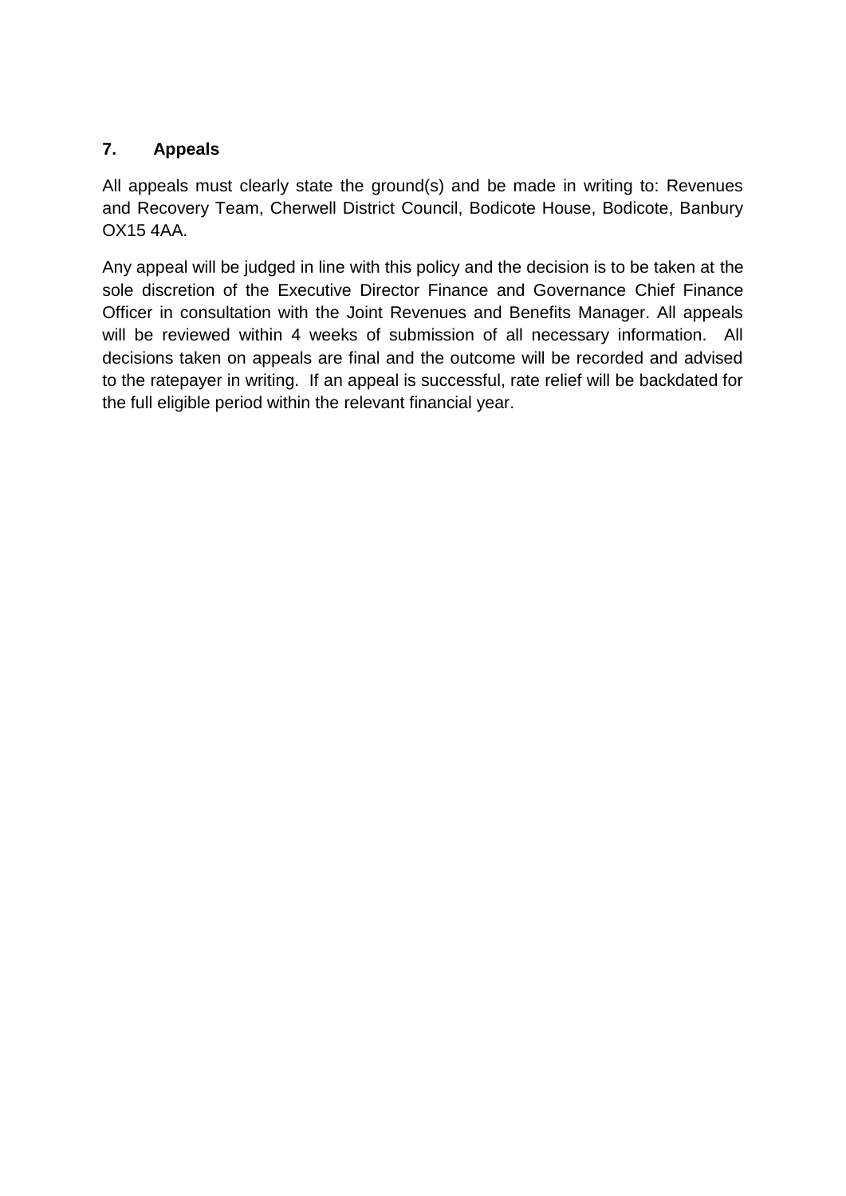## 7. Appeals

All appeals must clearly state the ground(s) and be made in writing to: Revenues and Recovery Team, Cherwell District Council, Bodicote House, Bodicote, Banbury OX15 4AA.

Any appeal will be judged in line with this policy and the decision is to be taken at the sole discretion of the Executive Director Finance and Governance Chief Finance Officer in consultation with the Joint Revenues and Benefits Manager. All appeals will be reviewed within 4 weeks of submission of all necessary information. All decisions taken on appeals are final and the outcome will be recorded and advised to the ratepayer in writing. If an appeal is successful, rate relief will be backdated for the full eligible period within the relevant financial year.